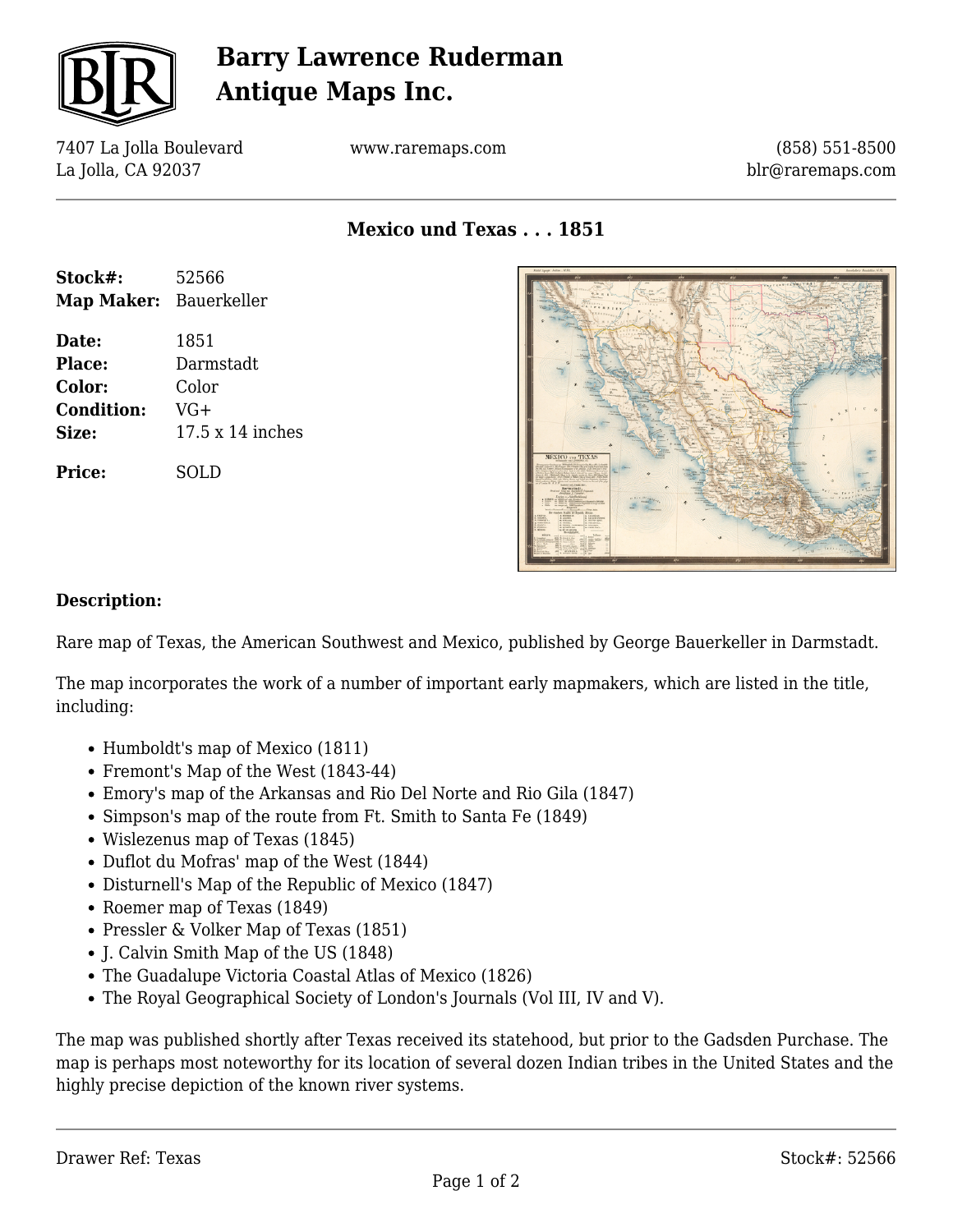# Barry Lawrence Ruderman Antique Maps Inc.

7407 La Jolla Boulevard
La Jolla, CA 92037

www.raremaps.com

(858) 551-8500
blr@raremaps.com

## Mexico und Texas . . . 1851

| | |
|---|---|
| **Stock#:** | 52566 |
| **Map Maker:** | Bauerkeller |
| **Date:** | 1851 |
| **Place:** | Darmstadt |
| **Color:** | Color |
| **Condition:** | VG+ |
| **Size:** | 17.5 x 14 inches |
| **Price:** | SOLD |

### Description:

Rare map of Texas, the American Southwest and Mexico, published by George Bauerkeller in Darmstadt.

The map incorporates the work of a number of important early mapmakers, which are listed in the title, including:

- Humboldt's map of Mexico (1811)
- Fremont's Map of the West (1843-44)
- Emory's map of the Arkansas and Rio Del Norte and Rio Gila (1847)
- Simpson's map of the route from Ft. Smith to Santa Fe (1849)
- Wislezenus map of Texas (1845)
- Duflot du Mofras' map of the West (1844)
- Disturnell's Map of the Republic of Mexico (1847)
- Roemer map of Texas (1849)
- Pressler & Volker Map of Texas (1851)
- J. Calvin Smith Map of the US (1848)
- The Guadalupe Victoria Coastal Atlas of Mexico (1826)
- The Royal Geographical Society of London's Journals (Vol III, IV and V).

The map was published shortly after Texas received its statehood, but prior to the Gadsden Purchase. The map is perhaps most noteworthy for its location of several dozen Indian tribes in the United States and the highly precise depiction of the known river systems.

Drawer Ref: Texas

Stock#: 52566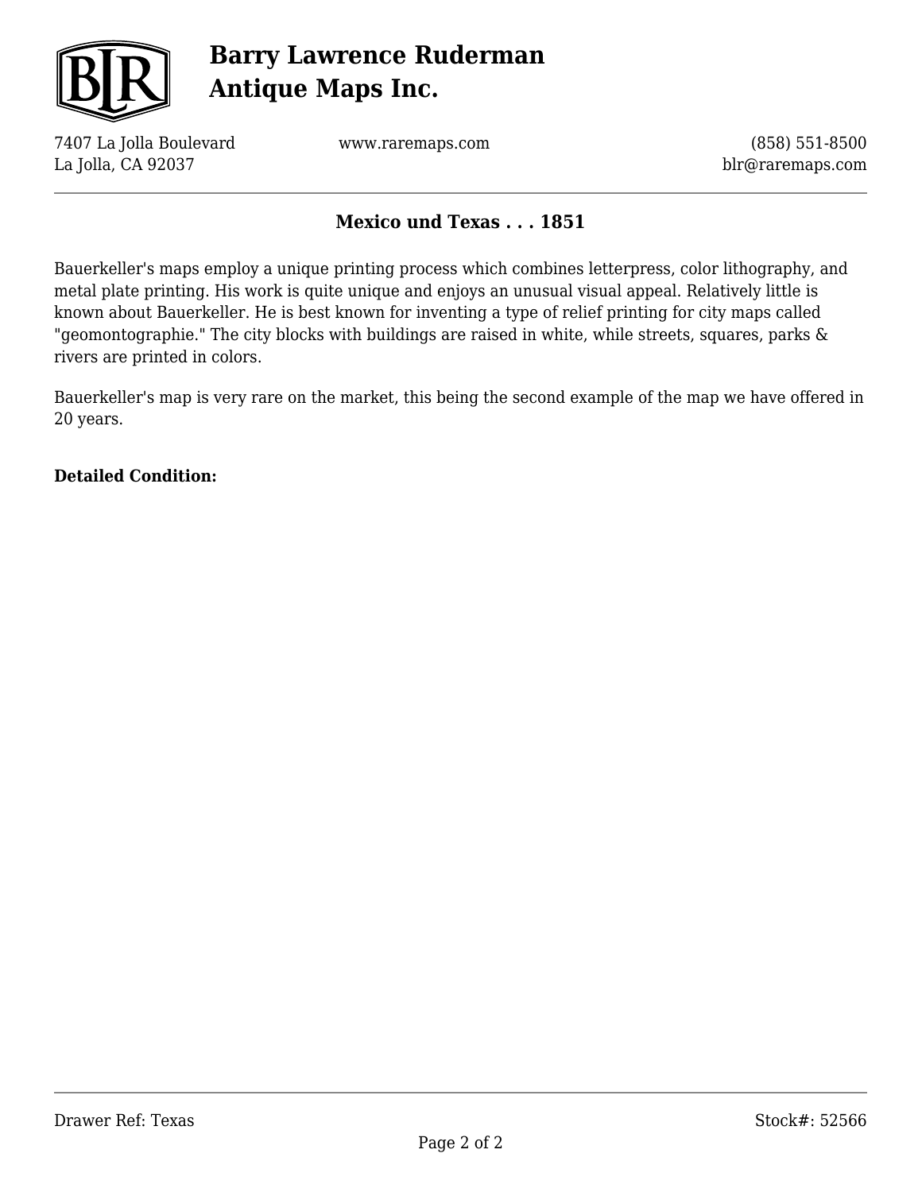## Mexico und Texas . . . 1851

Bauerkeller's maps employ a unique printing process which combines letterpress, color lithography, and metal plate printing. His work is quite unique and enjoys an unusual visual appeal. Relatively little is known about Bauerkeller. He is best known for inventing a type of relief printing for city maps called "geomontographie." The city blocks with buildings are raised in white, while streets, squares, parks & rivers are printed in colors.

Bauerkeller's map is very rare on the market, this being the second example of the map we have offered in 20 years.

**Detailed Condition:**

Drawer Ref: Texas

Stock#: 52566